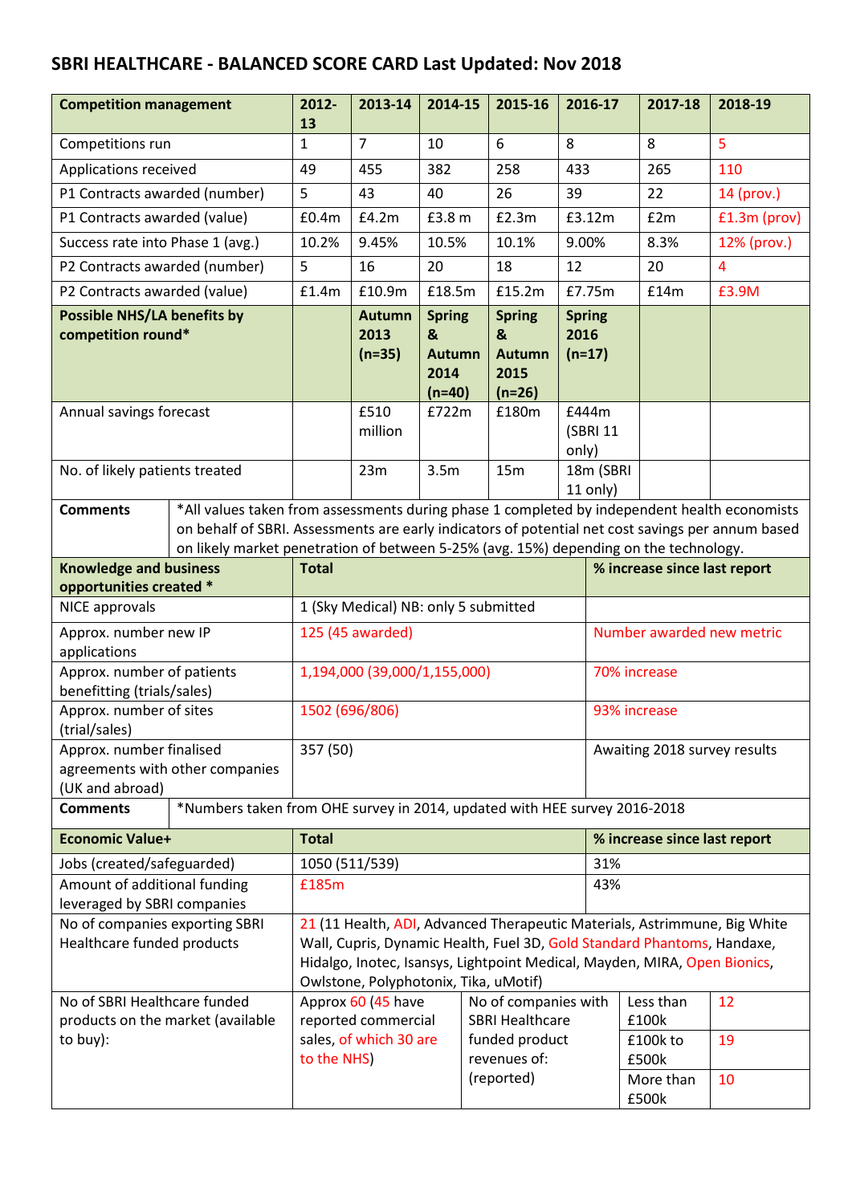## SBRI HEALTHCARE - BALANCED SCORE CARD Last Updated: Nov 2018

| **Competition management** | 2012-13 | 2013-14 | 2014-15 | 2015-16 | 2016-17 | 2017-18 | 2018-19 |
|---|---|---|---|---|---|---|---|
| Competitions run | 1 | 7 | 10 | 6 | 8 | 8 | 5 |
| Applications received | 49 | 455 | 382 | 258 | 433 | 265 | 110 |
| P1 Contracts awarded (number) | 5 | 43 | 40 | 26 | 39 | 22 | 14 (prov.) |
| P1 Contracts awarded (value) | £0.4m | £4.2m | £3.8 m | £2.3m | £3.12m | £2m | £1.3m (prov) |
| Success rate into Phase 1 (avg.) | 10.2% | 9.45% | 10.5% | 10.1% | 9.00% | 8.3% | 12% (prov.) |
| P2 Contracts awarded (number) | 5 | 16 | 20 | 18 | 12 | 20 | 4 |
| P2 Contracts awarded (value) | £1.4m | £10.9m | £18.5m | £15.2m | £7.75m | £14m | £3.9M |
| **Possible NHS/LA benefits by competition round*** | | **Autumn 2013 (n=35)** | **Spring & Autumn 2014 (n=40)** | **Spring & Autumn 2015 (n=26)** | **Spring 2016 (n=17)** | | |
| Annual savings forecast | | £510 million | £722m | £180m | £444m (SBRI 11 only) | | |
| No. of likely patients treated | | 23m | 3.5m | 15m | 18m (SBRI 11 only) | | |
| **Comments** | *All values taken from assessments during phase 1 completed by independent health economists on behalf of SBRI. Assessments are early indicators of potential net cost savings per annum based on likely market penetration of between 5-25% (avg. 15%) depending on the technology. | | | | | | |

| **Knowledge and business opportunities created *** | **Total** | **% increase since last report** |
|---|---|---|
| NICE approvals | 1 (Sky Medical) NB: only 5 submitted | |
| Approx. number new IP applications | 125 (45 awarded) | Number awarded new metric |
| Approx. number of patients benefitting (trials/sales) | 1,194,000 (39,000/1,155,000) | 70% increase |
| Approx. number of sites (trial/sales) | 1502 (696/806) | 93% increase |
| Approx. number finalised agreements with other companies (UK and abroad) | 357 (50) | Awaiting 2018 survey results |
| **Comments** | *Numbers taken from OHE survey in 2014, updated with HEE survey 2016-2018 | |

| **Economic Value+** | **Total** | | | | **% increase since last report** |
|---|---|---|---|---|---|
| Jobs (created/safeguarded) | 1050 (511/539) | | | | 31% |
| Amount of additional funding leveraged by SBRI companies | £185m | | | | 43% |
| No of companies exporting SBRI Healthcare funded products | 21 (11 Health, ADI, Advanced Therapeutic Materials, Astrimmune, Big White Wall, Cupris, Dynamic Health, Fuel 3D, Gold Standard Phantoms, Handaxe, Hidalgo, Inotec, Isansys, Lightpoint Medical, Mayden, MIRA, Open Bionics, Owlstone, Polyphotonix, Tika, uMotif) | | | | |
| No of SBRI Healthcare funded products on the market (available to buy): | Approx 60 (45 have reported commercial sales, of which 30 are to the NHS) | No of companies with SBRI Healthcare funded product revenues of: (reported) | Less than £100k | 12 | |
| | | | £100k to £500k | 19 | |
| | | | More than £500k | 10 | |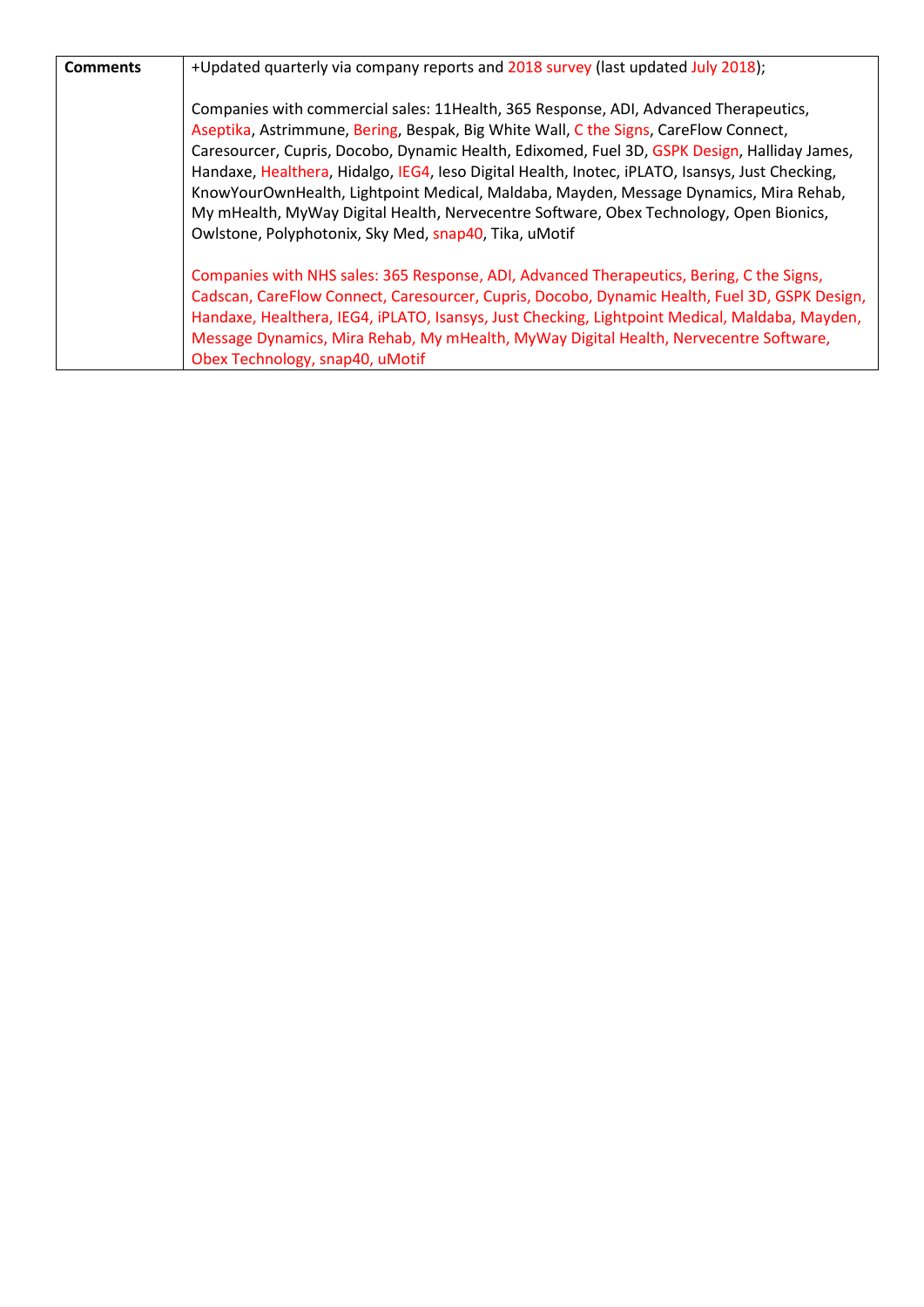| | |
|---|---|
| **Comments** | +Updated quarterly via company reports and 2018 survey (last updated July 2018);<br><br>Companies with commercial sales: 11Health, 365 Response, ADI, Advanced Therapeutics, Aseptika, Astrimmune, Bering, Bespak, Big White Wall, C the Signs, CareFlow Connect, Caresourcer, Cupris, Docobo, Dynamic Health, Edixomed, Fuel 3D, GSPK Design, Halliday James, Handaxe, Healthera, Hidalgo, IEG4, Ieso Digital Health, Inotec, iPLATO, Isansys, Just Checking, KnowYourOwnHealth, Lightpoint Medical, Maldaba, Mayden, Message Dynamics, Mira Rehab, My mHealth, MyWay Digital Health, Nervecentre Software, Obex Technology, Open Bionics, Owlstone, Polyphotonix, Sky Med, snap40, Tika, uMotif<br><br>Companies with NHS sales: 365 Response, ADI, Advanced Therapeutics, Bering, C the Signs, Cadscan, CareFlow Connect, Caresourcer, Cupris, Docobo, Dynamic Health, Fuel 3D, GSPK Design, Handaxe, Healthera, IEG4, iPLATO, Isansys, Just Checking, Lightpoint Medical, Maldaba, Mayden, Message Dynamics, Mira Rehab, My mHealth, MyWay Digital Health, Nervecentre Software, Obex Technology, snap40, uMotif |